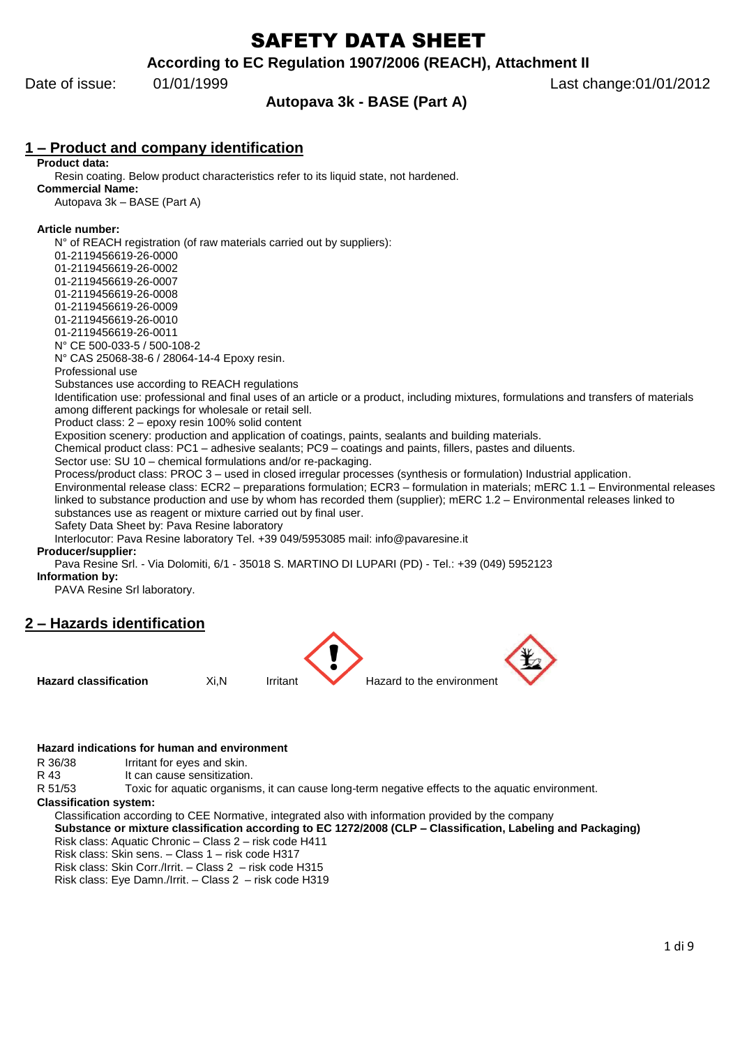# SAFETY DATA SHEET

**According to EC Regulation 1907/2006 (REACH), Attachment II**

Date of issue: 01/01/1999 Last change:01/01/2012

**Autopava 3k - BASE (Part A)**

## 1 – Product and company identification

**Product data:**

Resin coating. Below product characteristics refer to its liquid state, not hardened.

**Commercial Name:**

Autopava 3k – BASE (Part A)

**Article number:**

N° of REACH registration (of raw materials carried out by suppliers):
01-2119456619-26-0000
01-2119456619-26-0002
01-2119456619-26-0007
01-2119456619-26-0008
01-2119456619-26-0009
01-2119456619-26-0010
01-2119456619-26-0011
N° CE 500-033-5 / 500-108-2
N° CAS 25068-38-6 / 28064-14-4 Epoxy resin.
Professional use
Substances use according to REACH regulations
Identification use: professional and final uses of an article or a product, including mixtures, formulations and transfers of materials among different packings for wholesale or retail sell.
Product class: 2 – epoxy resin 100% solid content
Exposition scenery: production and application of coatings, paints, sealants and building materials.
Chemical product class: PC1 – adhesive sealants; PC9 – coatings and paints, fillers, pastes and diluents.
Sector use: SU 10 – chemical formulations and/or re-packaging.
Process/product class: PROC 3 – used in closed irregular processes (synthesis or formulation) Industrial application.
Environmental release class: ECR2 – preparations formulation; ECR3 – formulation in materials; mERC 1.1 – Environmental releases linked to substance production and use by whom has recorded them (supplier); mERC 1.2 – Environmental releases linked to substances use as reagent or mixture carried out by final user.
Safety Data Sheet by: Pava Resine laboratory
Interlocutor: Pava Resine laboratory Tel. +39 049/5953085 mail: info@pavaresine.it

**Producer/supplier:**

Pava Resine Srl. - Via Dolomiti, 6/1 - 35018 S. MARTINO DI LUPARI (PD) - Tel.: +39 (049) 5952123

**Information by:**

PAVA Resine Srl laboratory.

## 2 – Hazards identification

**Hazard classification** Xi,N Irritant Hazard to the environment

**Hazard indications for human and environment**

R 36/38 Irritant for eyes and skin.
R 43 It can cause sensitization.
R 51/53 Toxic for aquatic organisms, it can cause long-term negative effects to the aquatic environment.

**Classification system:**

Classification according to CEE Normative, integrated also with information provided by the company
**Substance or mixture classification according to EC 1272/2008 (CLP – Classification, Labeling and Packaging)**
Risk class: Aquatic Chronic – Class 2 – risk code H411
Risk class: Skin sens. – Class 1 – risk code H317
Risk class: Skin Corr./Irrit. – Class 2 – risk code H315
Risk class: Eye Damn./Irrit. – Class 2 – risk code H319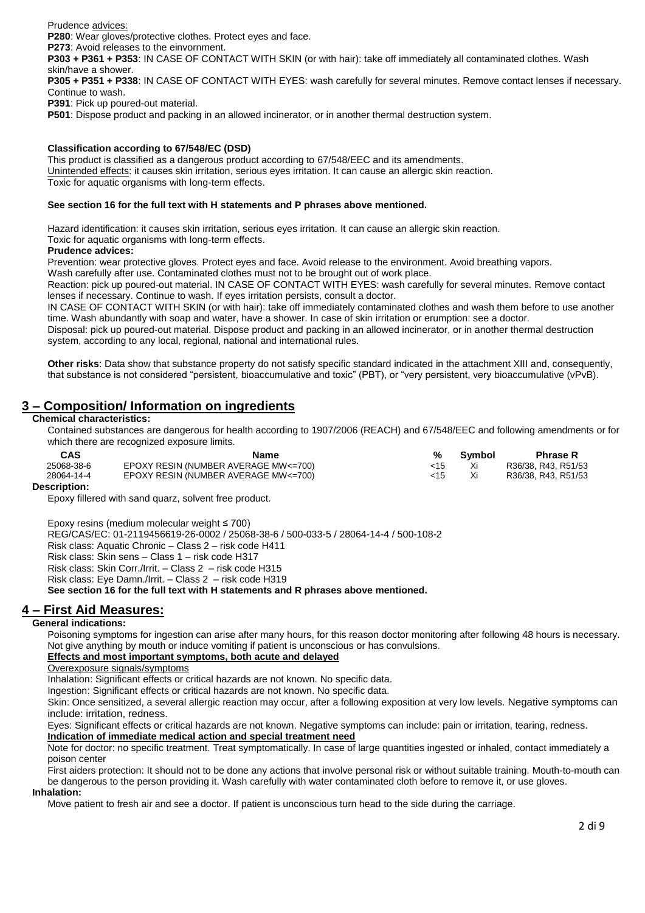Prudence advices:

**P280**: Wear gloves/protective clothes. Protect eyes and face.

**P273**: Avoid releases to the einvornment.

**P303 + P361 + P353**: IN CASE OF CONTACT WITH SKIN (or with hair): take off immediately all contaminated clothes. Wash skin/have a shower.

**P305 + P351 + P338**: IN CASE OF CONTACT WITH EYES: wash carefully for several minutes. Remove contact lenses if necessary. Continue to wash.

**P391**: Pick up poured-out material.

**P501**: Dispose product and packing in an allowed incinerator, or in another thermal destruction system.

**Classification according to 67/548/EC (DSD)**

This product is classified as a dangerous product according to 67/548/EEC and its amendments.
Unintended effects: it causes skin irritation, serious eyes irritation. It can cause an allergic skin reaction.
Toxic for aquatic organisms with long-term effects.

**See section 16 for the full text with H statements and P phrases above mentioned.**

Hazard identification: it causes skin irritation, serious eyes irritation. It can cause an allergic skin reaction.
Toxic for aquatic organisms with long-term effects.

**Prudence advices:**

Prevention: wear protective gloves. Protect eyes and face. Avoid release to the environment. Avoid breathing vapors.
Wash carefully after use. Contaminated clothes must not to be brought out of work place.
Reaction: pick up poured-out material. IN CASE OF CONTACT WITH EYES: wash carefully for several minutes. Remove contact lenses if necessary. Continue to wash. If eyes irritation persists, consult a doctor.
IN CASE OF CONTACT WITH SKIN (or with hair): take off immediately contaminated clothes and wash them before to use another time. Wash abundantly with soap and water, have a shower. In case of skin irritation or erumption: see a doctor.
Disposal: pick up poured-out material. Dispose product and packing in an allowed incinerator, or in another thermal destruction system, according to any local, regional, national and international rules.

**Other risks**: Data show that substance property do not satisfy specific standard indicated in the attachment XIII and, consequently, that substance is not considered "persistent, bioaccumulative and toxic" (PBT), or "very persistent, very bioaccumulative (vPvB).

## 3 – Composition/ Information on ingredients

**Chemical characteristics:**

Contained substances are dangerous for health according to 1907/2006 (REACH) and 67/548/EEC and following amendments or for which there are recognized exposure limits.

| CAS | Name | % | Symbol | Phrase R |
|---|---|---|---|---|
| 25068-38-6 | EPOXY RESIN (NUMBER AVERAGE MW<=700) | <15 | Xi | R36/38, R43, R51/53 |
| 28064-14-4 | EPOXY RESIN (NUMBER AVERAGE MW<=700) | <15 | Xi | R36/38, R43, R51/53 |

**Description:**

Epoxy fillered with sand quarz, solvent free product.

Epoxy resins (medium molecular weight ≤ 700)
REG/CAS/EC: 01-2119456619-26-0002 / 25068-38-6 / 500-033-5 / 28064-14-4 / 500-108-2
Risk class: Aquatic Chronic – Class 2 – risk code H411
Risk class: Skin sens – Class 1 – risk code H317
Risk class: Skin Corr./Irrit. – Class 2 – risk code H315
Risk class: Eye Damn./Irrit. – Class 2 – risk code H319
**See section 16 for the full text with H statements and R phrases above mentioned.**

## 4 – First Aid Measures:

**General indications:**

Poisoning symptoms for ingestion can arise after many hours, for this reason doctor monitoring after following 48 hours is necessary. Not give anything by mouth or induce vomiting if patient is unconscious or has convulsions.

**Effects and most important symptoms, both acute and delayed**

Overexposure signals/symptoms

Inhalation: Significant effects or critical hazards are not known. No specific data.
Ingestion: Significant effects or critical hazards are not known. No specific data.
Skin: Once sensitized, a several allergic reaction may occur, after a following exposition at very low levels. Negative symptoms can include: irritation, redness.
Eyes: Significant effects or critical hazards are not known. Negative symptoms can include: pain or irritation, tearing, redness.

**Indication of immediate medical action and special treatment need**

Note for doctor: no specific treatment. Treat symptomatically. In case of large quantities ingested or inhaled, contact immediately a poison center

First aiders protection: It should not to be done any actions that involve personal risk or without suitable training. Mouth-to-mouth can be dangerous to the person providing it. Wash carefully with water contaminated cloth before to remove it, or use gloves.

**Inhalation:**

Move patient to fresh air and see a doctor. If patient is unconscious turn head to the side during the carriage.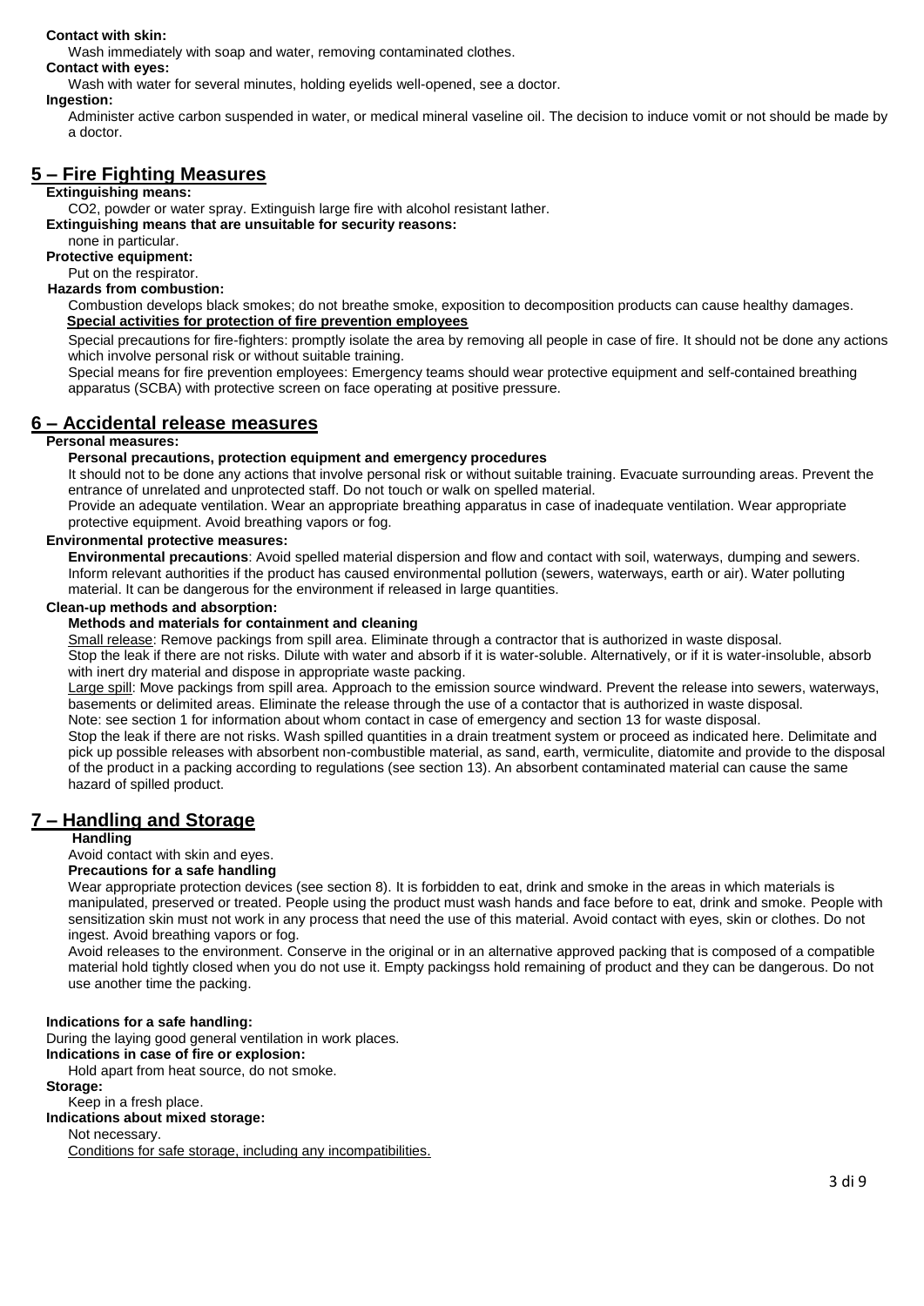**Contact with skin:**

Wash immediately with soap and water, removing contaminated clothes.

**Contact with eyes:**

Wash with water for several minutes, holding eyelids well-opened, see a doctor.

**Ingestion:**

Administer active carbon suspended in water, or medical mineral vaseline oil. The decision to induce vomit or not should be made by a doctor.

## 5 – Fire Fighting Measures

**Extinguishing means:**

$CO_2$, powder or water spray. Extinguish large fire with alcohol resistant lather.

**Extinguishing means that are unsuitable for security reasons:**

none in particular.

**Protective equipment:**

Put on the respirator.

**Hazards from combustion:**

Combustion develops black smokes; do not breathe smoke, exposition to decomposition products can cause healthy damages.

**Special activities for protection of fire prevention employees**

Special precautions for fire-fighters: promptly isolate the area by removing all people in case of fire. It should not be done any actions which involve personal risk or without suitable training.

Special means for fire prevention employees: Emergency teams should wear protective equipment and self-contained breathing apparatus (SCBA) with protective screen on face operating at positive pressure.

## 6 – Accidental release measures

**Personal measures:**

**Personal precautions, protection equipment and emergency procedures**

It should not to be done any actions that involve personal risk or without suitable training. Evacuate surrounding areas. Prevent the entrance of unrelated and unprotected staff. Do not touch or walk on spelled material.

Provide an adequate ventilation. Wear an appropriate breathing apparatus in case of inadequate ventilation. Wear appropriate protective equipment. Avoid breathing vapors or fog.

**Environmental protective measures:**

**Environmental precautions**: Avoid spelled material dispersion and flow and contact with soil, waterways, dumping and sewers. Inform relevant authorities if the product has caused environmental pollution (sewers, waterways, earth or air). Water polluting material. It can be dangerous for the environment if released in large quantities.

**Clean-up methods and absorption:**

**Methods and materials for containment and cleaning**

Small release: Remove packings from spill area. Eliminate through a contractor that is authorized in waste disposal.

Stop the leak if there are not risks. Dilute with water and absorb if it is water-soluble. Alternatively, or if it is water-insoluble, absorb with inert dry material and dispose in appropriate waste packing.

Large spill: Move packings from spill area. Approach to the emission source windward. Prevent the release into sewers, waterways, basements or delimited areas. Eliminate the release through the use of a contactor that is authorized in waste disposal.

Note: see section 1 for information about whom contact in case of emergency and section 13 for waste disposal.

Stop the leak if there are not risks. Wash spilled quantities in a drain treatment system or proceed as indicated here. Delimitate and pick up possible releases with absorbent non-combustible material, as sand, earth, vermiculite, diatomite and provide to the disposal of the product in a packing according to regulations (see section 13). An absorbent contaminated material can cause the same hazard of spilled product.

## 7 – Handling and Storage

**Handling**

Avoid contact with skin and eyes.

**Precautions for a safe handling**

Wear appropriate protection devices (see section 8). It is forbidden to eat, drink and smoke in the areas in which materials is manipulated, preserved or treated. People using the product must wash hands and face before to eat, drink and smoke. People with sensitization skin must not work in any process that need the use of this material. Avoid contact with eyes, skin or clothes. Do not ingest. Avoid breathing vapors or fog.

Avoid releases to the environment. Conserve in the original or in an alternative approved packing that is composed of a compatible material hold tightly closed when you do not use it. Empty packingss hold remaining of product and they can be dangerous. Do not use another time the packing.

**Indications for a safe handling:**

During the laying good general ventilation in work places.

**Indications in case of fire or explosion:**

Hold apart from heat source, do not smoke.

**Storage:**

Keep in a fresh place.

**Indications about mixed storage:**

Not necessary.

Conditions for safe storage, including any incompatibilities.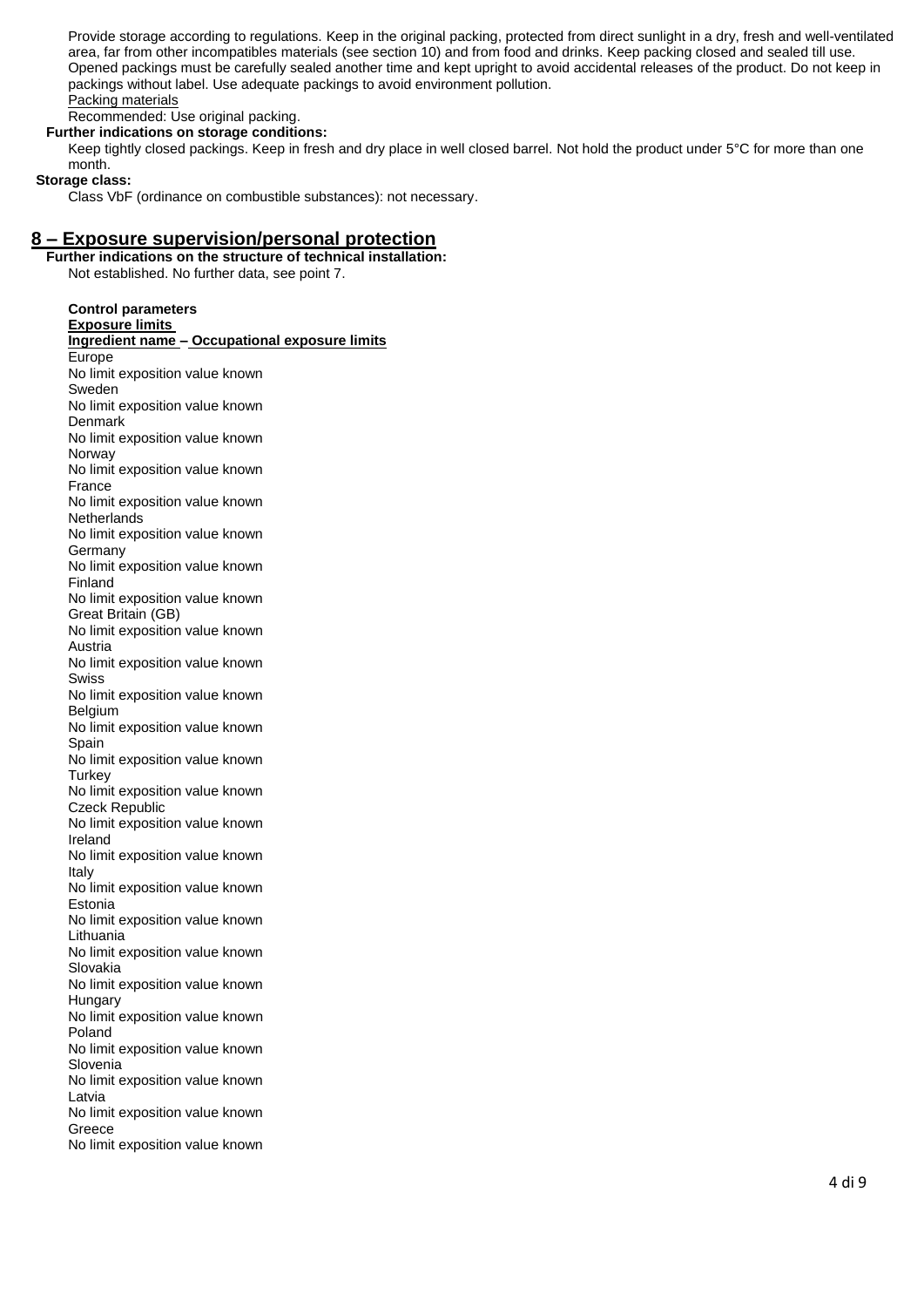Provide storage according to regulations. Keep in the original packing, protected from direct sunlight in a dry, fresh and well-ventilated area, far from other incompatibles materials (see section 10) and from food and drinks. Keep packing closed and sealed till use. Opened packings must be carefully sealed another time and kept upright to avoid accidental releases of the product. Do not keep in packings without label. Use adequate packings to avoid environment pollution.

Packing materials

Recommended: Use original packing.

**Further indications on storage conditions:**

Keep tightly closed packings. Keep in fresh and dry place in well closed barrel. Not hold the product under 5°C for more than one month.

**Storage class:**

Class VbF (ordinance on combustible substances): not necessary.

## 8 – Exposure supervision/personal protection

**Further indications on the structure of technical installation:**

Not established. No further data, see point 7.

**Control parameters**

**Exposure limits**

**Ingredient name – Occupational exposure limits**

Europe
No limit exposition value known
Sweden
No limit exposition value known
Denmark
No limit exposition value known
Norway
No limit exposition value known
France
No limit exposition value known
Netherlands
No limit exposition value known
Germany
No limit exposition value known
Finland
No limit exposition value known
Great Britain (GB)
No limit exposition value known
Austria
No limit exposition value known
Swiss
No limit exposition value known
Belgium
No limit exposition value known
Spain
No limit exposition value known
Turkey
No limit exposition value known
Czeck Republic
No limit exposition value known
Ireland
No limit exposition value known
Italy
No limit exposition value known
Estonia
No limit exposition value known
Lithuania
No limit exposition value known
Slovakia
No limit exposition value known
Hungary
No limit exposition value known
Poland
No limit exposition value known
Slovenia
No limit exposition value known
Latvia
No limit exposition value known
Greece
No limit exposition value known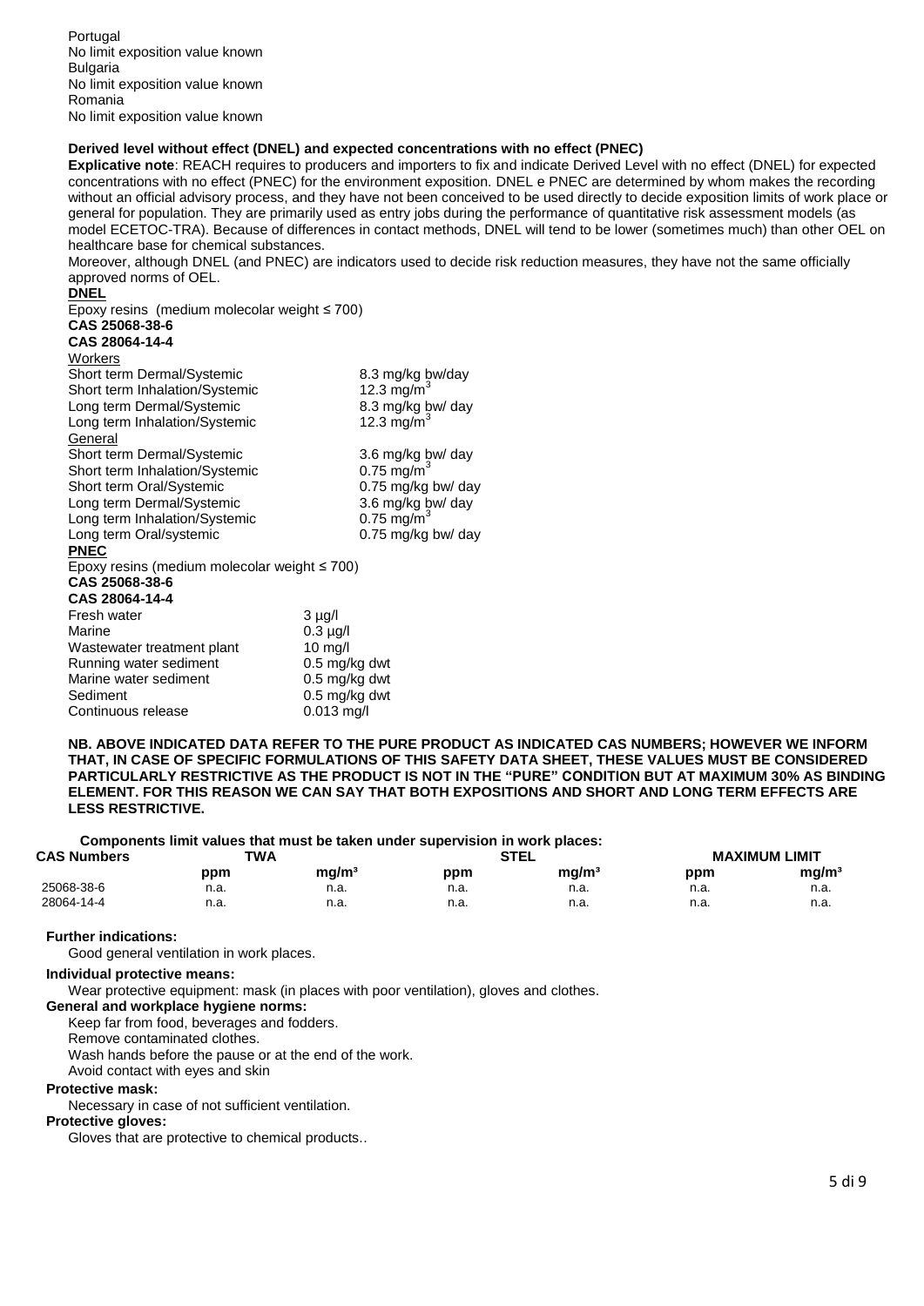Portugal
No limit exposition value known
Bulgaria
No limit exposition value known
Romania
No limit exposition value known

**Derived level without effect (DNEL) and expected concentrations with no effect (PNEC)**

**Explicative note**: REACH requires to producers and importers to fix and indicate Derived Level with no effect (DNEL) for expected concentrations with no effect (PNEC) for the environment exposition. DNEL e PNEC are determined by whom makes the recording without an official advisory process, and they have not been conceived to be used directly to decide exposition limits of work place or general for population. They are primarily used as entry jobs during the performance of quantitative risk assessment models (as model ECETOC-TRA). Because of differences in contact methods, DNEL will tend to be lower (sometimes much) than other OEL on healthcare base for chemical substances.

Moreover, although DNEL (and PNEC) are indicators used to decide risk reduction measures, they have not the same officially approved norms of OEL.

**DNEL**

Epoxy resins (medium molecolar weight ≤ 700)
**CAS 25068-38-6**
**CAS 28064-14-4**

Workers

| | |
|---|---|
| Short term Dermal/Systemic | 8.3 mg/kg bw/day |
| Short term Inhalation/Systemic | 12.3 mg/m$^3$ |
| Long term Dermal/Systemic | 8.3 mg/kg bw/ day |
| Long term Inhalation/Systemic | 12.3 mg/m$^3$ |

General

| | |
|---|---|
| Short term Dermal/Systemic | 3.6 mg/kg bw/ day |
| Short term Inhalation/Systemic | 0.75 mg/m$^3$ |
| Short term Oral/Systemic | 0.75 mg/kg bw/ day |
| Long term Dermal/Systemic | 3.6 mg/kg bw/ day |
| Long term Inhalation/Systemic | 0.75 mg/m$^3$ |
| Long term Oral/systemic | 0.75 mg/kg bw/ day |

**PNEC**

Epoxy resins (medium molecolar weight ≤ 700)
**CAS 25068-38-6**
**CAS 28064-14-4**

| | |
|---|---|
| Fresh water | 3 µg/l |
| Marine | 0.3 µg/l |
| Wastewater treatment plant | 10 mg/l |
| Running water sediment | 0.5 mg/kg dwt |
| Marine water sediment | 0.5 mg/kg dwt |
| Sediment | 0.5 mg/kg dwt |
| Continuous release | 0.013 mg/l |

**NB. ABOVE INDICATED DATA REFER TO THE PURE PRODUCT AS INDICATED CAS NUMBERS; HOWEVER WE INFORM THAT, IN CASE OF SPECIFIC FORMULATIONS OF THIS SAFETY DATA SHEET, THESE VALUES MUST BE CONSIDERED PARTICULARLY RESTRICTIVE AS THE PRODUCT IS NOT IN THE "PURE" CONDITION BUT AT MAXIMUM 30% AS BINDING ELEMENT. FOR THIS REASON WE CAN SAY THAT BOTH EXPOSITIONS AND SHORT AND LONG TERM EFFECTS ARE LESS RESTRICTIVE.**

**Components limit values that must be taken under supervision in work places:**

| CAS Numbers | TWA | | STEL | | MAXIMUM LIMIT | |
|---|---|---|---|---|---|---|
| | ppm | mg/m³ | ppm | mg/m³ | ppm | mg/m³ |
| 25068-38-6 | n.a. | n.a. | n.a. | n.a. | n.a. | n.a. |
| 28064-14-4 | n.a. | n.a. | n.a. | n.a. | n.a. | n.a. |

**Further indications:**

Good general ventilation in work places.

**Individual protective means:**

Wear protective equipment: mask (in places with poor ventilation), gloves and clothes.

**General and workplace hygiene norms:**

Keep far from food, beverages and fodders.
Remove contaminated clothes.
Wash hands before the pause or at the end of the work.
Avoid contact with eyes and skin

**Protective mask:**

Necessary in case of not sufficient ventilation.

**Protective gloves:**

Gloves that are protective to chemical products..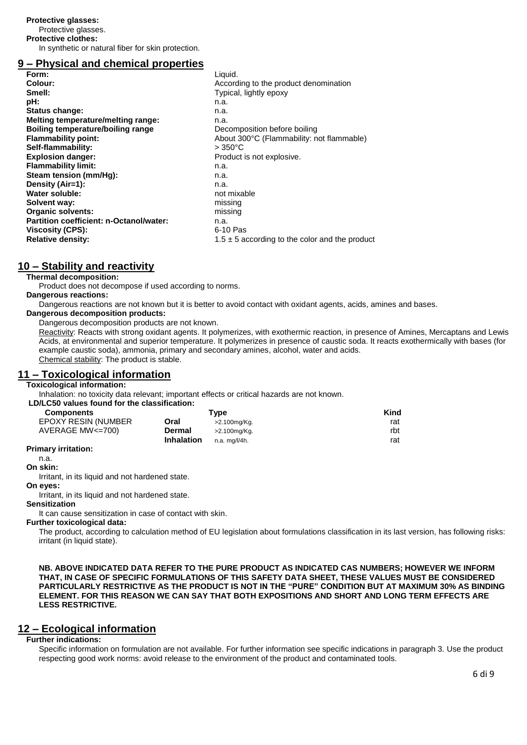**Protective glasses:**

Protective glasses.

**Protective clothes:**

In synthetic or natural fiber for skin protection.

## 9 – Physical and chemical properties

| | |
|---|---|
| **Form:** | Liquid. |
| **Colour:** | According to the product denomination |
| **Smell:** | Typical, lightly epoxy |
| **pH:** | n.a. |
| **Status change:** | n.a. |
| **Melting temperature/melting range:** | n.a. |
| **Boiling temperature/boiling range** | Decomposition before boiling |
| **Flammability point:** | About 300°C (Flammability: not flammable) |
| **Self-flammability:** | > 350°C |
| **Explosion danger:** | Product is not explosive. |
| **Flammability limit:** | n.a. |
| **Steam tension (mm/Hg):** | n.a. |
| **Density (Air=1):** | n.a. |
| **Water soluble:** | not mixable |
| **Solvent way:** | missing |
| **Organic solvents:** | missing |
| **Partition coefficient: n-Octanol/water:** | n.a. |
| **Viscosity (CPS):** | 6-10 Pas |
| **Relative density:** | 1.5 ± 5 according to the color and the product |

## 10 – Stability and reactivity

**Thermal decomposition:**

Product does not decompose if used according to norms.

**Dangerous reactions:**

Dangerous reactions are not known but it is better to avoid contact with oxidant agents, acids, amines and bases.

**Dangerous decomposition products:**

Dangerous decomposition products are not known.

Reactivity: Reacts with strong oxidant agents. It polymerizes, with exothermic reaction, in presence of Amines, Mercaptans and Lewis Acids, at environmental and superior temperature. It polymerizes in presence of caustic soda. It reacts exothermically with bases (for example caustic soda), ammonia, primary and secondary amines, alcohol, water and acids.

Chemical stability: The product is stable.

## 11 – Toxicological information

**Toxicological information:**

Inhalation: no toxicity data relevant; important effects or critical hazards are not known.

**LD/LC50 values found for the classification:**

| Components | Type | | Kind |
|---|---|---|---|
| EPOXY RESIN (NUMBER AVERAGE MW<=700) | **Oral** | >2.100mg/Kg. | rat |
| | **Dermal** | >2.100mg/Kg. | rbt |
| | **Inhalation** | n.a. mg/l/4h. | rat |

**Primary irritation:**

n.a.

**On skin:**

Irritant, in its liquid and not hardened state.

**On eyes:**

Irritant, in its liquid and not hardened state.

**Sensitization**

It can cause sensitization in case of contact with skin.

**Further toxicological data:**

The product, according to calculation method of EU legislation about formulations classification in its last version, has following risks: irritant (in liquid state).

**NB. ABOVE INDICATED DATA REFER TO THE PURE PRODUCT AS INDICATED CAS NUMBERS; HOWEVER WE INFORM THAT, IN CASE OF SPECIFIC FORMULATIONS OF THIS SAFETY DATA SHEET, THESE VALUES MUST BE CONSIDERED PARTICULARLY RESTRICTIVE AS THE PRODUCT IS NOT IN THE "PURE" CONDITION BUT AT MAXIMUM 30% AS BINDING ELEMENT. FOR THIS REASON WE CAN SAY THAT BOTH EXPOSITIONS AND SHORT AND LONG TERM EFFECTS ARE LESS RESTRICTIVE.**

## 12 – Ecological information

**Further indications:**

Specific information on formulation are not available. For further information see specific indications in paragraph 3. Use the product respecting good work norms: avoid release to the environment of the product and contaminated tools.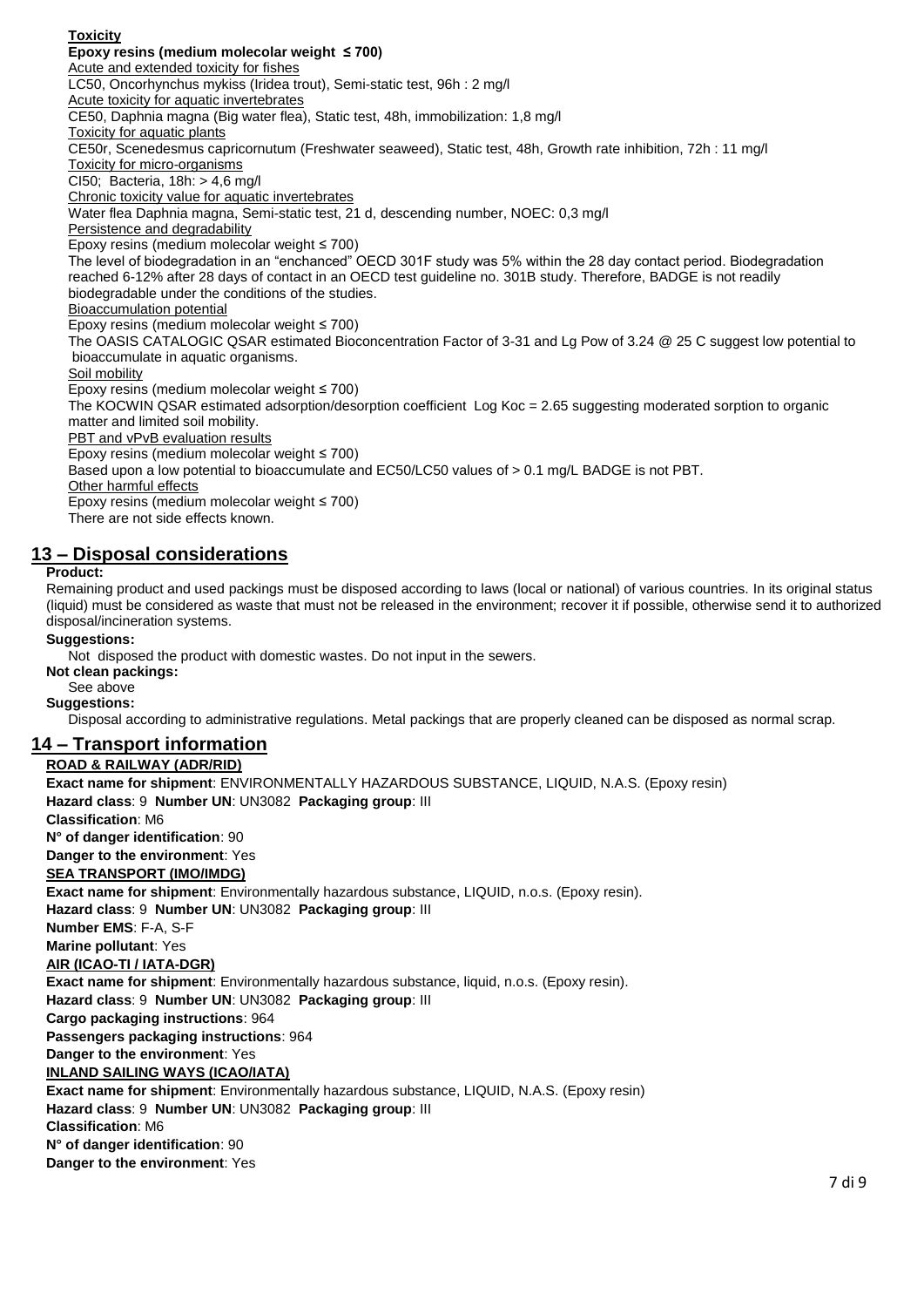**Toxicity**

**Epoxy resins (medium molecolar weight ≤ 700)**

Acute and extended toxicity for fishes

LC50, Oncorhynchus mykiss (Iridea trout), Semi-static test, 96h : 2 mg/l

Acute toxicity for aquatic invertebrates

CE50, Daphnia magna (Big water flea), Static test, 48h, immobilization: 1,8 mg/l

Toxicity for aquatic plants

CE50r, Scenedesmus capricornutum (Freshwater seaweed), Static test, 48h, Growth rate inhibition, 72h : 11 mg/l

Toxicity for micro-organisms

CI50; Bacteria, 18h: > 4,6 mg/l

Chronic toxicity value for aquatic invertebrates

Water flea Daphnia magna, Semi-static test, 21 d, descending number, NOEC: 0,3 mg/l

Persistence and degradability

Epoxy resins (medium molecolar weight ≤ 700)

The level of biodegradation in an "enchanced" OECD 301F study was 5% within the 28 day contact period. Biodegradation reached 6-12% after 28 days of contact in an OECD test guideline no. 301B study. Therefore, BADGE is not readily biodegradable under the conditions of the studies.

Bioaccumulation potential

Epoxy resins (medium molecolar weight ≤ 700)

The OASIS CATALOGIC QSAR estimated Bioconcentration Factor of 3-31 and Lg Pow of 3.24 @ 25 C suggest low potential to bioaccumulate in aquatic organisms.

Soil mobility

Epoxy resins (medium molecolar weight ≤ 700)

The KOCWIN QSAR estimated adsorption/desorption coefficient Log Koc = 2.65 suggesting moderated sorption to organic matter and limited soil mobility.

PBT and vPvB evaluation results

Epoxy resins (medium molecolar weight ≤ 700)

Based upon a low potential to bioaccumulate and EC50/LC50 values of > 0.1 mg/L BADGE is not PBT.

Other harmful effects

Epoxy resins (medium molecolar weight ≤ 700)

There are not side effects known.

## 13 – Disposal considerations

**Product:**

Remaining product and used packings must be disposed according to laws (local or national) of various countries. In its original status (liquid) must be considered as waste that must not be released in the environment; recover it if possible, otherwise send it to authorized disposal/incineration systems.

**Suggestions:**

Not disposed the product with domestic wastes. Do not input in the sewers.

**Not clean packings:**

See above

**Suggestions:**

Disposal according to administrative regulations. Metal packings that are properly cleaned can be disposed as normal scrap.

## 14 – Transport information

**ROAD & RAILWAY (ADR/RID)**

**Exact name for shipment**: ENVIRONMENTALLY HAZARDOUS SUBSTANCE, LIQUID, N.A.S. (Epoxy resin)

**Hazard class**: 9 **Number UN**: UN3082 **Packaging group**: III

**Classification**: M6

**N° of danger identification**: 90

**Danger to the environment**: Yes

**SEA TRANSPORT (IMO/IMDG)**

**Exact name for shipment**: Environmentally hazardous substance, LIQUID, n.o.s. (Epoxy resin).

**Hazard class**: 9 **Number UN**: UN3082 **Packaging group**: III

**Number EMS**: F-A, S-F

**Marine pollutant**: Yes

**AIR (ICAO-TI / IATA-DGR)**

**Exact name for shipment**: Environmentally hazardous substance, liquid, n.o.s. (Epoxy resin).

**Hazard class**: 9 **Number UN**: UN3082 **Packaging group**: III

**Cargo packaging instructions**: 964

**Passengers packaging instructions**: 964

**Danger to the environment**: Yes

**INLAND SAILING WAYS (ICAO/IATA)**

**Exact name for shipment**: Environmentally hazardous substance, LIQUID, N.A.S. (Epoxy resin)

**Hazard class**: 9 **Number UN**: UN3082 **Packaging group**: III

**Classification**: M6

**N° of danger identification**: 90

**Danger to the environment**: Yes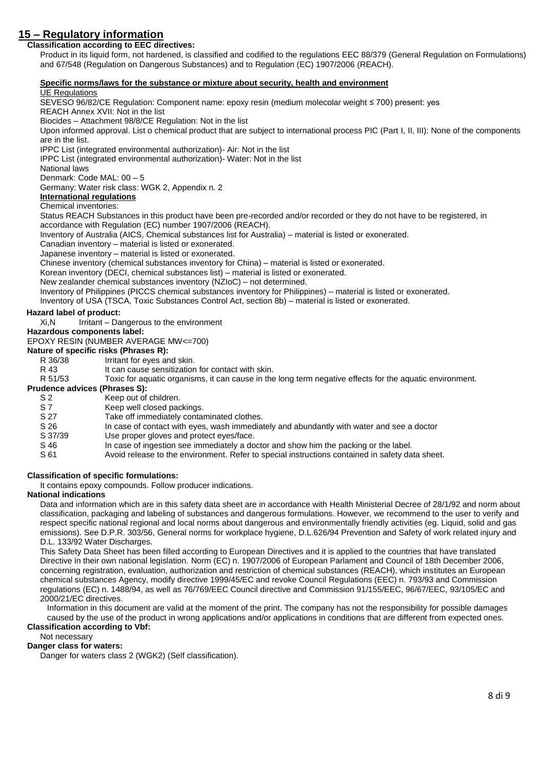## 15 – Regulatory information

**Classification according to EEC directives:**

Product in its liquid form, not hardened, is classified and codified to the regulations EEC 88/379 (General Regulation on Formulations) and 67/548 (Regulation on Dangerous Substances) and to Regulation (EC) 1907/2006 (REACH).

**Specific norms/laws for the substance or mixture about security, health and environment**

UE Regulations

SEVESO 96/82/CE Regulation: Component name: epoxy resin (medium molecolar weight ≤ 700) present: yes

REACH Annex XVII: Not in the list

Biocides – Attachment 98/8/CE Regulation: Not in the list

Upon informed approval. List o chemical product that are subject to international process PIC (Part I, II, III): None of the components are in the list.

IPPC List (integrated environmental authorization)- Air: Not in the list

IPPC List (integrated environmental authorization)- Water: Not in the list

National laws

Denmark: Code MAL: 00 – 5

Germany: Water risk class: WGK 2, Appendix n. 2

**International regulations**

Chemical inventories:

Status REACH Substances in this product have been pre-recorded and/or recorded or they do not have to be registered, in accordance with Regulation (EC) number 1907/2006 (REACH).

Inventory of Australia (AICS, Chemical substances list for Australia) – material is listed or exonerated.

Canadian inventory – material is listed or exonerated.

Japanese inventory – material is listed or exonerated.

Chinese inventory (chemical substances inventory for China) – material is listed or exonerated.

Korean inventory (DECI, chemical substances list) – material is listed or exonerated.

New zealander chemical substances inventory (NZIoC) – not determined.

Inventory of Philippines (PICCS chemical substances inventory for Philippines) – material is listed or exonerated.

Inventory of USA (TSCA, Toxic Substances Control Act, section 8b) – material is listed or exonerated.

**Hazard label of product:**

Xi,N Irritant – Dangerous to the environment

**Hazardous components label:**

EPOXY RESIN (NUMBER AVERAGE MW<=700)

**Nature of specific risks (Phrases R):**

| | |
|---|---|
| R 36/38 | Irritant for eyes and skin. |
| R 43 | It can cause sensitization for contact with skin. |
| R 51/53 | Toxic for aquatic organisms, it can cause in the long term negative effects for the aquatic environment. |

**Prudence advices (Phrases S):**

| | |
|---|---|
| S 2 | Keep out of children. |
| S 7 | Keep well closed packings. |
| S 27 | Take off immediately contaminated clothes. |
| S 26 | In case of contact with eyes, wash immediately and abundantly with water and see a doctor |
| S 37/39 | Use proper gloves and protect eyes/face. |
| S 46 | In case of ingestion see immediately a doctor and show him the packing or the label. |
| S 61 | Avoid release to the environment. Refer to special instructions contained in safety data sheet. |

**Classification of specific formulations:**

It contains epoxy compounds. Follow producer indications.

**National indications**

Data and information which are in this safety data sheet are in accordance with Health Ministerial Decree of 28/1/92 and norm about classification, packaging and labeling of substances and dangerous formulations. However, we recommend to the user to verify and respect specific national regional and local norms about dangerous and environmentally friendly activities (eg. Liquid, solid and gas emissions). See D.P.R. 303/56, General norms for workplace hygiene, D.L.626/94 Prevention and Safety of work related injury and D.L. 133/92 Water Discharges.

This Safety Data Sheet has been filled according to European Directives and it is applied to the countries that have translated Directive in their own national legislation. Norm (EC) n. 1907/2006 of European Parlament and Council of 18th December 2006, concerning registration, evaluation, authorization and restriction of chemical substances (REACH), which institutes an European chemical substances Agency, modify directive 1999/45/EC and revoke Council Regulations (EEC) n. 793/93 and Commission regulations (EC) n. 1488/94, as well as 76/769/EEC Council directive and Commission 91/155/EEC, 96/67/EEC, 93/105/EC and 2000/21/EC directives.

Information in this document are valid at the moment of the print. The company has not the responsibility for possible damages caused by the use of the product in wrong applications and/or applications in conditions that are different from expected ones.

**Classification according to Vbf:**

Not necessary

**Danger class for waters:**

Danger for waters class 2 (WGK2) (Self classification).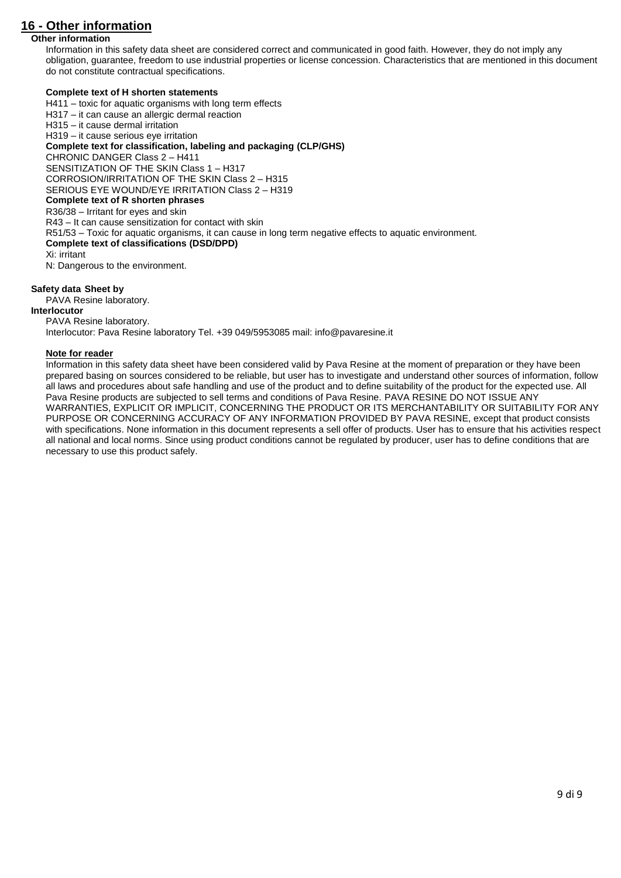## 16 - Other information

**Other information**

Information in this safety data sheet are considered correct and communicated in good faith. However, they do not imply any obligation, guarantee, freedom to use industrial properties or license concession. Characteristics that are mentioned in this document do not constitute contractual specifications.

**Complete text of H shorten statements**

H411 – toxic for aquatic organisms with long term effects
H317 – it can cause an allergic dermal reaction
H315 – it cause dermal irritation
H319 – it cause serious eye irritation

**Complete text for classification, labeling and packaging (CLP/GHS)**

CHRONIC DANGER Class 2 – H411
SENSITIZATION OF THE SKIN Class 1 – H317
CORROSION/IRRITATION OF THE SKIN Class 2 – H315
SERIOUS EYE WOUND/EYE IRRITATION Class 2 – H319

**Complete text of R shorten phrases**

R36/38 – Irritant for eyes and skin
R43 – It can cause sensitization for contact with skin
R51/53 – Toxic for aquatic organisms, it can cause in long term negative effects to aquatic environment.

**Complete text of classifications (DSD/DPD)**

Xi: irritant
N: Dangerous to the environment.

**Safety data Sheet by**

PAVA Resine laboratory.

**Interlocutor**

PAVA Resine laboratory.
Interlocutor: Pava Resine laboratory Tel. +39 049/5953085 mail: info@pavaresine.it

**Note for reader**

Information in this safety data sheet have been considered valid by Pava Resine at the moment of preparation or they have been prepared basing on sources considered to be reliable, but user has to investigate and understand other sources of information, follow all laws and procedures about safe handling and use of the product and to define suitability of the product for the expected use. All Pava Resine products are subjected to sell terms and conditions of Pava Resine. PAVA RESINE DO NOT ISSUE ANY WARRANTIES, EXPLICIT OR IMPLICIT, CONCERNING THE PRODUCT OR ITS MERCHANTABILITY OR SUITABILITY FOR ANY PURPOSE OR CONCERNING ACCURACY OF ANY INFORMATION PROVIDED BY PAVA RESINE, except that product consists with specifications. None information in this document represents a sell offer of products. User has to ensure that his activities respect all national and local norms. Since using product conditions cannot be regulated by producer, user has to define conditions that are necessary to use this product safely.